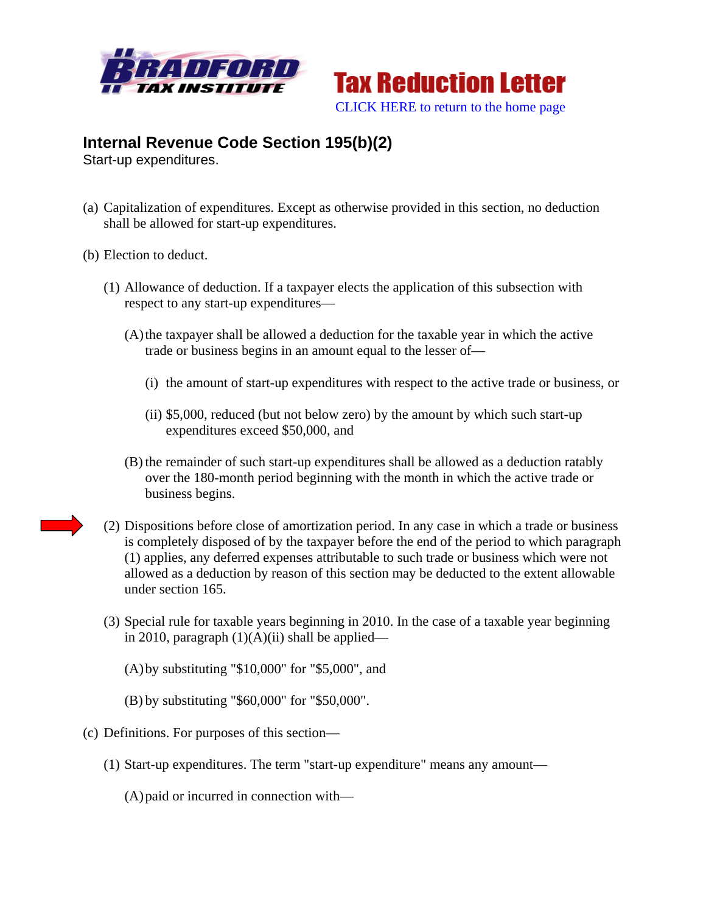Tax Reduction Letter

CLICK HERE to return to the home page

## Internal Revenue Code Section 195(b)(2)

Start-up expenditures.

(a) Capitalization of expenditures. Except as otherwise provided in this section, no deduction shall be allowed for start-up expenditures.

(b) Election to deduct.

(1) Allowance of deduction. If a taxpayer elects the application of this subsection with respect to any start-up expenditures—

(A) the taxpayer shall be allowed a deduction for the taxable year in which the active trade or business begins in an amount equal to the lesser of—

(i) the amount of start-up expenditures with respect to the active trade or business, or

(ii) $5,000, reduced (but not below zero) by the amount by which such start-up expenditures exceed $50,000, and

(B) the remainder of such start-up expenditures shall be allowed as a deduction ratably over the 180-month period beginning with the month in which the active trade or business begins.

(2) Dispositions before close of amortization period. In any case in which a trade or business is completely disposed of by the taxpayer before the end of the period to which paragraph (1) applies, any deferred expenses attributable to such trade or business which were not allowed as a deduction by reason of this section may be deducted to the extent allowable under section 165.

(3) Special rule for taxable years beginning in 2010. In the case of a taxable year beginning in 2010, paragraph (1)(A)(ii) shall be applied—

(A) by substituting "$10,000" for "$5,000", and

(B) by substituting "$60,000" for "$50,000".

(c) Definitions. For purposes of this section—

(1) Start-up expenditures. The term "start-up expenditure" means any amount—

(A) paid or incurred in connection with—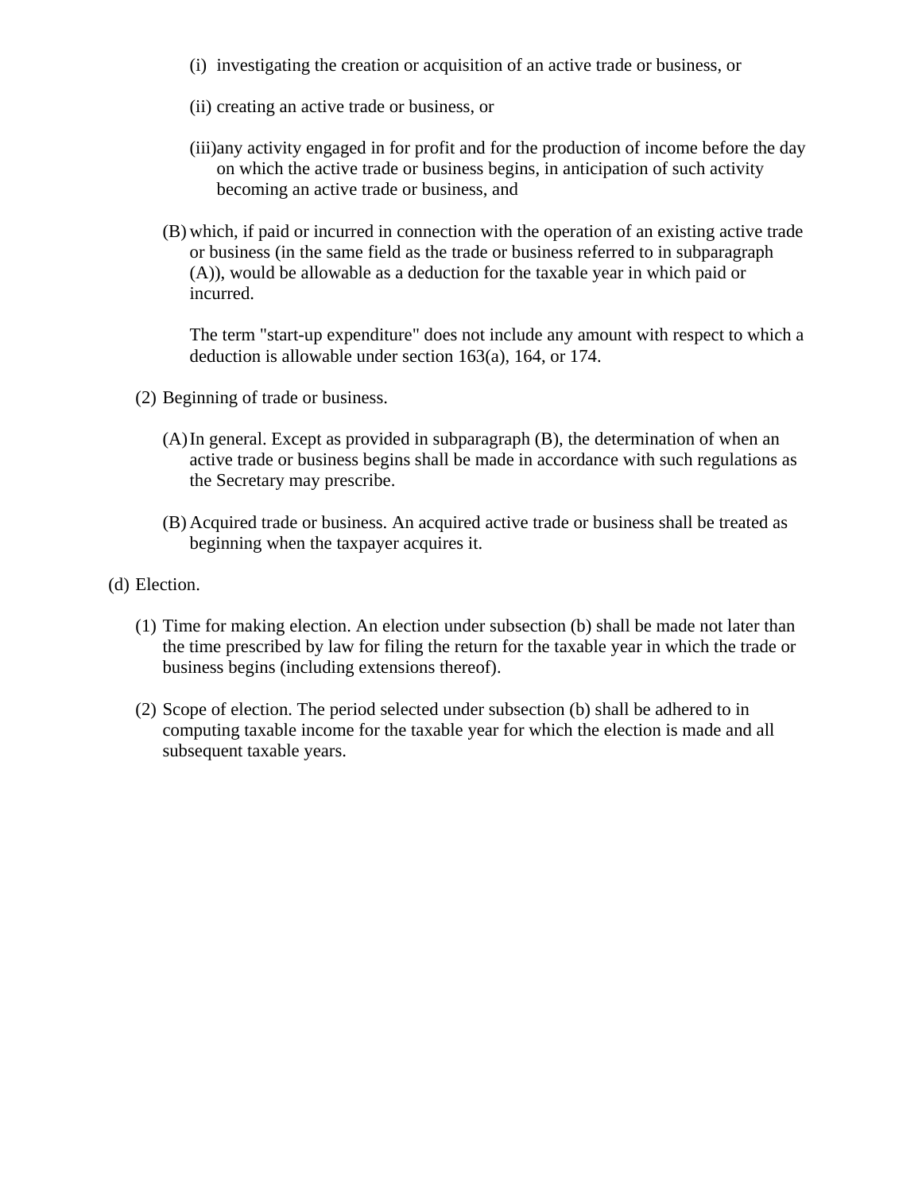(i) investigating the creation or acquisition of an active trade or business, or

(ii) creating an active trade or business, or

(iii) any activity engaged in for profit and for the production of income before the day on which the active trade or business begins, in anticipation of such activity becoming an active trade or business, and

(B) which, if paid or incurred in connection with the operation of an existing active trade or business (in the same field as the trade or business referred to in subparagraph (A)), would be allowable as a deduction for the taxable year in which paid or incurred.

The term "start-up expenditure" does not include any amount with respect to which a deduction is allowable under section 163(a), 164, or 174.

(2) Beginning of trade or business.

(A) In general. Except as provided in subparagraph (B), the determination of when an active trade or business begins shall be made in accordance with such regulations as the Secretary may prescribe.

(B) Acquired trade or business. An acquired active trade or business shall be treated as beginning when the taxpayer acquires it.

(d) Election.

(1) Time for making election. An election under subsection (b) shall be made not later than the time prescribed by law for filing the return for the taxable year in which the trade or business begins (including extensions thereof).

(2) Scope of election. The period selected under subsection (b) shall be adhered to in computing taxable income for the taxable year for which the election is made and all subsequent taxable years.